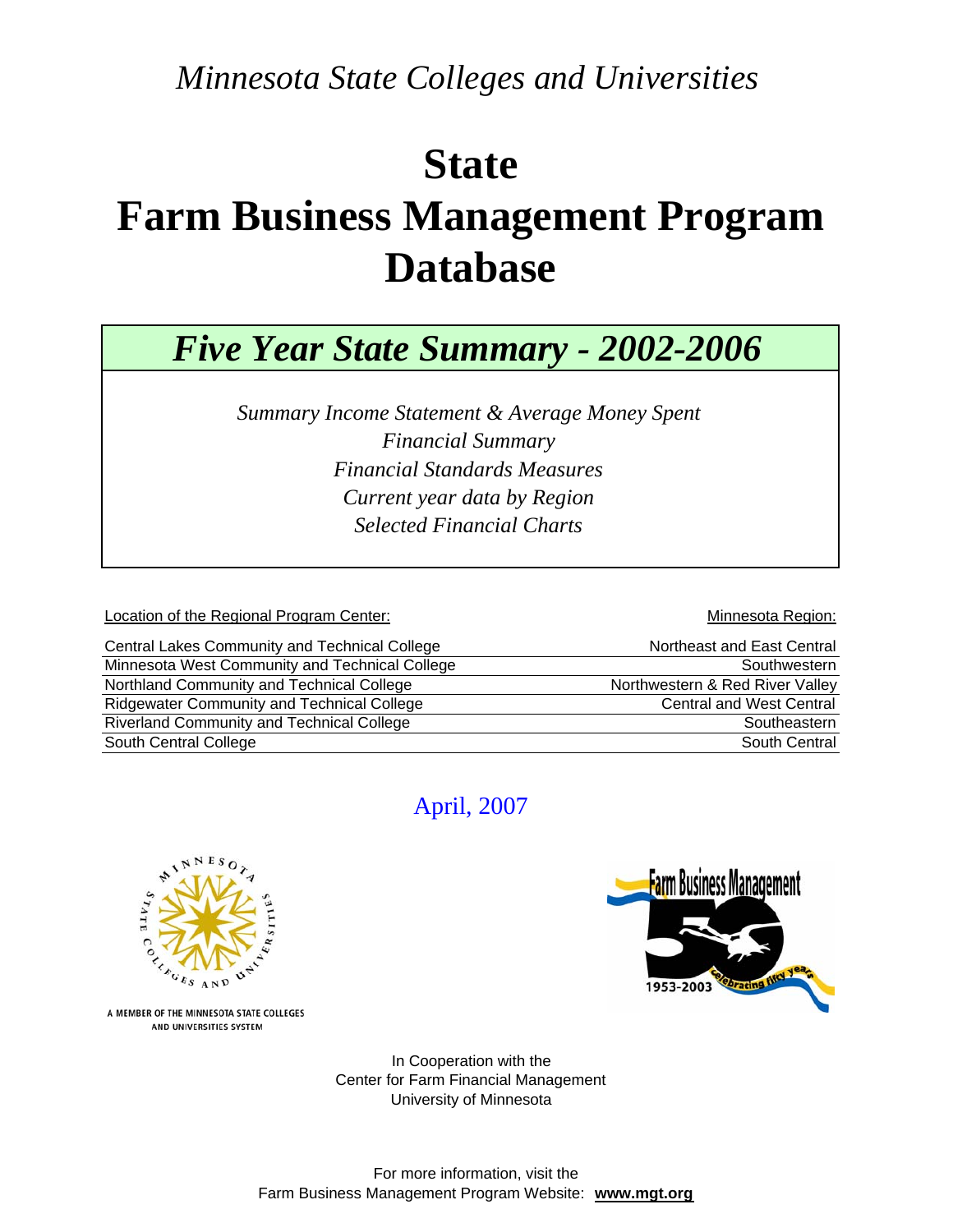*Minnesota State Colleges and Universities*

# State
# Farm Business Management Program Database

## *Five Year State Summary - 2002-2006*

*Summary Income Statement & Average Money Spent*
*Financial Summary*
*Financial Standards Measures*
*Current year data by Region*
*Selected Financial Charts*

| Location of the Regional Program Center: | Minnesota Region: |
|---|---|
| Central Lakes Community and Technical College | Northeast and East Central |
| Minnesota West Community and Technical College | Southwestern |
| Northland Community and Technical College | Northwestern & Red River Valley |
| Ridgewater Community and Technical College | Central and West Central |
| Riverland Community and Technical College | Southeastern |
| South Central College | South Central |

April, 2007

A MEMBER OF THE MINNESOTA STATE COLLEGES AND UNIVERSITIES SYSTEM

Farm Business Management
1953-2003
Celebrating fifty years

In Cooperation with the
Center for Farm Financial Management
University of Minnesota

For more information, visit the
Farm Business Management Program Website: **www.mgt.org**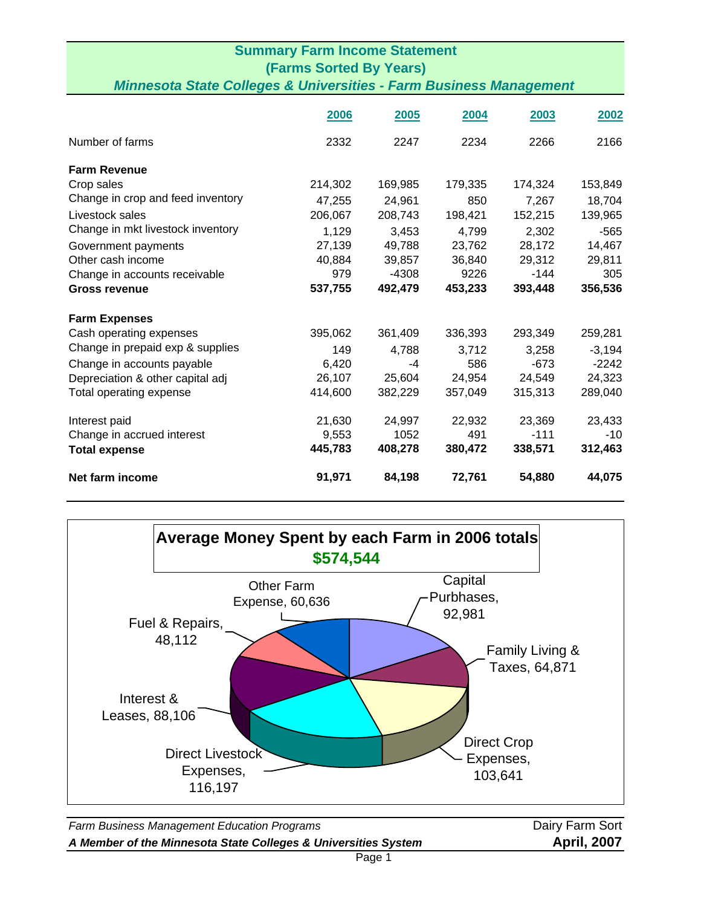## Summary Farm Income Statement
## (Farms Sorted By Years)
### *Minnesota State Colleges & Universities - Farm Business Management*

| | 2006 | 2005 | 2004 | 2003 | 2002 |
|---|---|---|---|---|---|
| Number of farms | 2332 | 2247 | 2234 | 2266 | 2166 |
| **Farm Revenue** | | | | | |
| Crop sales | 214,302 | 169,985 | 179,335 | 174,324 | 153,849 |
| Change in crop and feed inventory | 47,255 | 24,961 | 850 | 7,267 | 18,704 |
| Livestock sales | 206,067 | 208,743 | 198,421 | 152,215 | 139,965 |
| Change in mkt livestock inventory | 1,129 | 3,453 | 4,799 | 2,302 | -565 |
| Government payments | 27,139 | 49,788 | 23,762 | 28,172 | 14,467 |
| Other cash income | 40,884 | 39,857 | 36,840 | 29,312 | 29,811 |
| Change in accounts receivable | 979 | -4308 | 9226 | -144 | 305 |
| **Gross revenue** | **537,755** | **492,479** | **453,233** | **393,448** | **356,536** |
| **Farm Expenses** | | | | | |
| Cash operating expenses | 395,062 | 361,409 | 336,393 | 293,349 | 259,281 |
| Change in prepaid exp & supplies | 149 | 4,788 | 3,712 | 3,258 | -3,194 |
| Change in accounts payable | 6,420 | -4 | 586 | -673 | -2242 |
| Depreciation & other capital adj | 26,107 | 25,604 | 24,954 | 24,549 | 24,323 |
| Total operating expense | 414,600 | 382,229 | 357,049 | 315,313 | 289,040 |
| Interest paid | 21,630 | 24,997 | 22,932 | 23,369 | 23,433 |
| Change in accrued interest | 9,553 | 1052 | 491 | -111 | -10 |
| **Total expense** | **445,783** | **408,278** | **380,472** | **338,571** | **312,463** |
| **Net farm income** | **91,971** | **84,198** | **72,761** | **54,880** | **44,075** |

**Average Money Spent by each Farm in 2006 totals $574,544**

| Category | Amount |
|---|---|
| Capital Purbhases | 92,981 |
| Family Living & Taxes | 64,871 |
| Direct Crop Expenses | 103,641 |
| Direct Livestock Expenses | 116,197 |
| Interest & Leases | 88,106 |
| Fuel & Repairs | 48,112 |
| Other Farm Expense | 60,636 |

*Farm Business Management Education Programs* — Dairy Farm Sort

***A Member of the Minnesota State Colleges & Universities System*** — **April, 2007**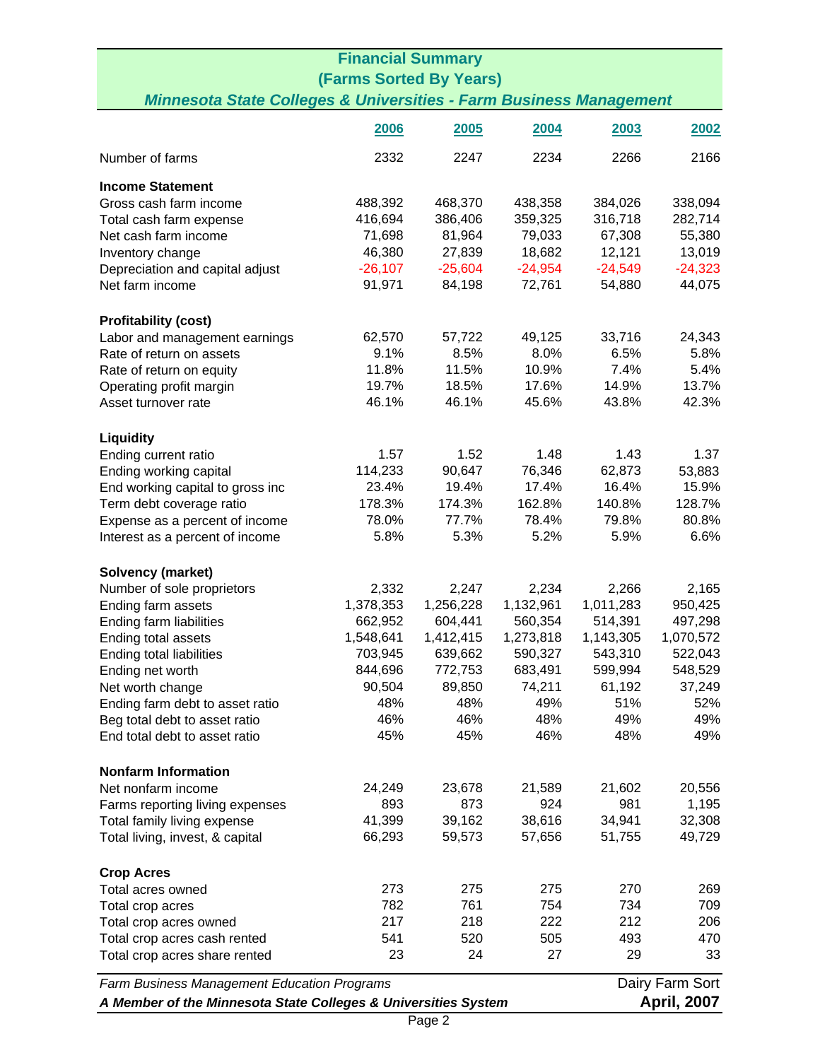# Financial Summary
## (Farms Sorted By Years)
### *Minnesota State Colleges & Universities - Farm Business Management*

| | 2006 | 2005 | 2004 | 2003 | 2002 |
|---|---|---|---|---|---|
| Number of farms | 2332 | 2247 | 2234 | 2266 | 2166 |
| **Income Statement** | | | | | |
| Gross cash farm income | 488,392 | 468,370 | 438,358 | 384,026 | 338,094 |
| Total cash farm expense | 416,694 | 386,406 | 359,325 | 316,718 | 282,714 |
| Net cash farm income | 71,698 | 81,964 | 79,033 | 67,308 | 55,380 |
| Inventory change | 46,380 | 27,839 | 18,682 | 12,121 | 13,019 |
| Depreciation and capital adjust | -26,107 | -25,604 | -24,954 | -24,549 | -24,323 |
| Net farm income | 91,971 | 84,198 | 72,761 | 54,880 | 44,075 |
| **Profitability (cost)** | | | | | |
| Labor and management earnings | 62,570 | 57,722 | 49,125 | 33,716 | 24,343 |
| Rate of return on assets | 9.1% | 8.5% | 8.0% | 6.5% | 5.8% |
| Rate of return on equity | 11.8% | 11.5% | 10.9% | 7.4% | 5.4% |
| Operating profit margin | 19.7% | 18.5% | 17.6% | 14.9% | 13.7% |
| Asset turnover rate | 46.1% | 46.1% | 45.6% | 43.8% | 42.3% |
| **Liquidity** | | | | | |
| Ending current ratio | 1.57 | 1.52 | 1.48 | 1.43 | 1.37 |
| Ending working capital | 114,233 | 90,647 | 76,346 | 62,873 | 53,883 |
| End working capital to gross inc | 23.4% | 19.4% | 17.4% | 16.4% | 15.9% |
| Term debt coverage ratio | 178.3% | 174.3% | 162.8% | 140.8% | 128.7% |
| Expense as a percent of income | 78.0% | 77.7% | 78.4% | 79.8% | 80.8% |
| Interest as a percent of income | 5.8% | 5.3% | 5.2% | 5.9% | 6.6% |
| **Solvency (market)** | | | | | |
| Number of sole proprietors | 2,332 | 2,247 | 2,234 | 2,266 | 2,165 |
| Ending farm assets | 1,378,353 | 1,256,228 | 1,132,961 | 1,011,283 | 950,425 |
| Ending farm liabilities | 662,952 | 604,441 | 560,354 | 514,391 | 497,298 |
| Ending total assets | 1,548,641 | 1,412,415 | 1,273,818 | 1,143,305 | 1,070,572 |
| Ending total liabilities | 703,945 | 639,662 | 590,327 | 543,310 | 522,043 |
| Ending net worth | 844,696 | 772,753 | 683,491 | 599,994 | 548,529 |
| Net worth change | 90,504 | 89,850 | 74,211 | 61,192 | 37,249 |
| Ending farm debt to asset ratio | 48% | 48% | 49% | 51% | 52% |
| Beg total debt to asset ratio | 46% | 46% | 48% | 49% | 49% |
| End total debt to asset ratio | 45% | 45% | 46% | 48% | 49% |
| **Nonfarm Information** | | | | | |
| Net nonfarm income | 24,249 | 23,678 | 21,589 | 21,602 | 20,556 |
| Farms reporting living expenses | 893 | 873 | 924 | 981 | 1,195 |
| Total family living expense | 41,399 | 39,162 | 38,616 | 34,941 | 32,308 |
| Total living, invest, & capital | 66,293 | 59,573 | 57,656 | 51,755 | 49,729 |
| **Crop Acres** | | | | | |
| Total acres owned | 273 | 275 | 275 | 270 | 269 |
| Total crop acres | 782 | 761 | 754 | 734 | 709 |
| Total crop acres owned | 217 | 218 | 222 | 212 | 206 |
| Total crop acres cash rented | 541 | 520 | 505 | 493 | 470 |
| Total crop acres share rented | 23 | 24 | 27 | 29 | 33 |

*Farm Business Management Education Programs* — Dairy Farm Sort

***A Member of the Minnesota State Colleges & Universities System*** — **April, 2007**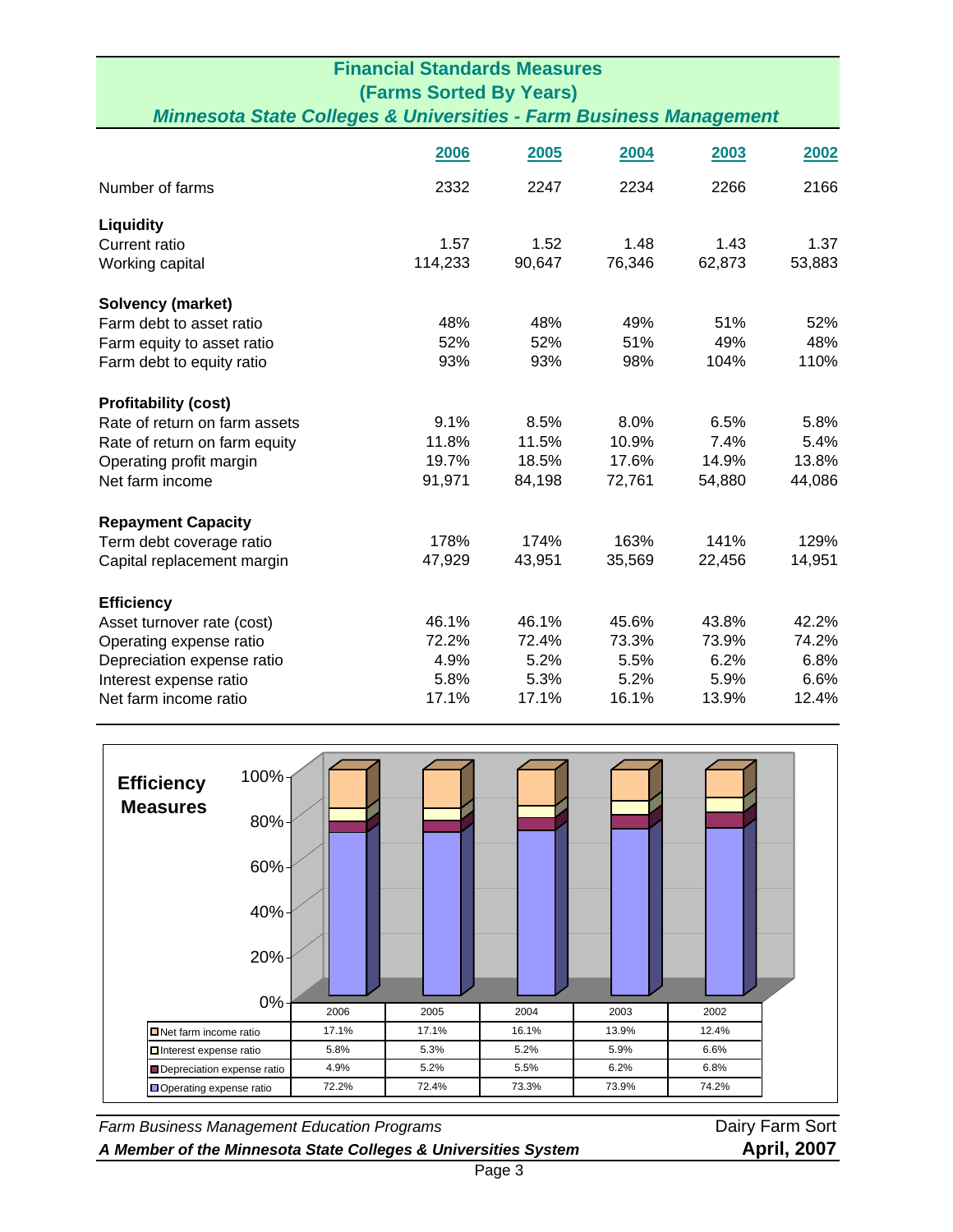## Financial Standards Measures
### (Farms Sorted By Years)
### *Minnesota State Colleges & Universities - Farm Business Management*

| | 2006 | 2005 | 2004 | 2003 | 2002 |
|---|---|---|---|---|---|
| Number of farms | 2332 | 2247 | 2234 | 2266 | 2166 |
| **Liquidity** | | | | | |
| Current ratio | 1.57 | 1.52 | 1.48 | 1.43 | 1.37 |
| Working capital | 114,233 | 90,647 | 76,346 | 62,873 | 53,883 |
| **Solvency (market)** | | | | | |
| Farm debt to asset ratio | 48% | 48% | 49% | 51% | 52% |
| Farm equity to asset ratio | 52% | 52% | 51% | 49% | 48% |
| Farm debt to equity ratio | 93% | 93% | 98% | 104% | 110% |
| **Profitability (cost)** | | | | | |
| Rate of return on farm assets | 9.1% | 8.5% | 8.0% | 6.5% | 5.8% |
| Rate of return on farm equity | 11.8% | 11.5% | 10.9% | 7.4% | 5.4% |
| Operating profit margin | 19.7% | 18.5% | 17.6% | 14.9% | 13.8% |
| Net farm income | 91,971 | 84,198 | 72,761 | 54,880 | 44,086 |
| **Repayment Capacity** | | | | | |
| Term debt coverage ratio | 178% | 174% | 163% | 141% | 129% |
| Capital replacement margin | 47,929 | 43,951 | 35,569 | 22,456 | 14,951 |
| **Efficiency** | | | | | |
| Asset turnover rate (cost) | 46.1% | 46.1% | 45.6% | 43.8% | 42.2% |
| Operating expense ratio | 72.2% | 72.4% | 73.3% | 73.9% | 74.2% |
| Depreciation expense ratio | 4.9% | 5.2% | 5.5% | 6.2% | 6.8% |
| Interest expense ratio | 5.8% | 5.3% | 5.2% | 5.9% | 6.6% |
| Net farm income ratio | 17.1% | 17.1% | 16.1% | 13.9% | 12.4% |

**Efficiency Measures**

| | 2006 | 2005 | 2004 | 2003 | 2002 |
|---|---|---|---|---|---|
| Net farm income ratio | 17.1% | 17.1% | 16.1% | 13.9% | 12.4% |
| Interest expense ratio | 5.8% | 5.3% | 5.2% | 5.9% | 6.6% |
| Depreciation expense ratio | 4.9% | 5.2% | 5.5% | 6.2% | 6.8% |
| Operating expense ratio | 72.2% | 72.4% | 73.3% | 73.9% | 74.2% |

*Farm Business Management Education Programs* — Dairy Farm Sort

***A Member of the Minnesota State Colleges & Universities System*** — **April, 2007**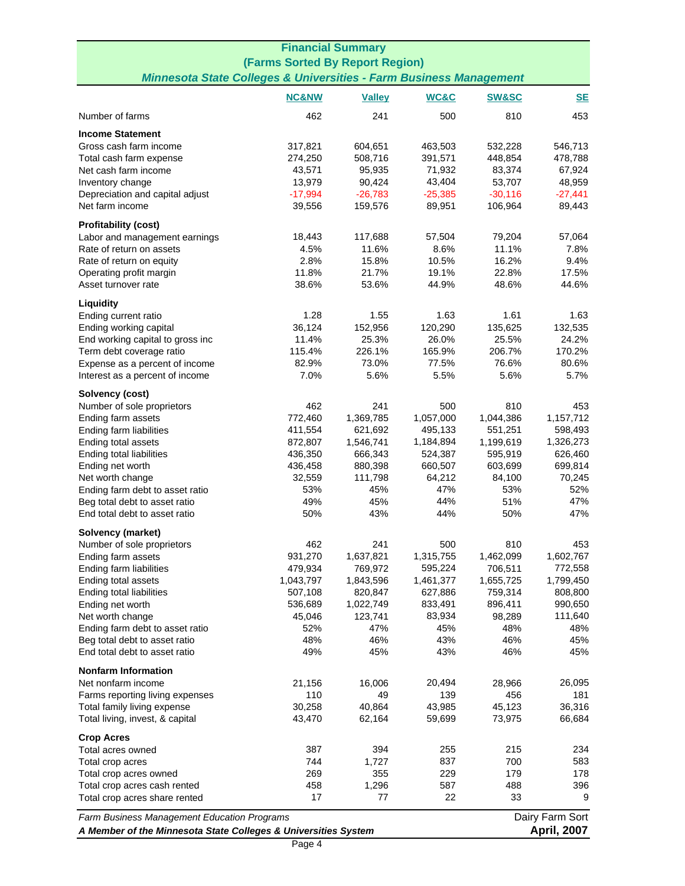## Financial Summary
## (Farms Sorted By Report Region)
### *Minnesota State Colleges & Universities - Farm Business Management*

| | NC&NW | Valley | WC&C | SW&SC | SE |
|---|---|---|---|---|---|
| Number of farms | 462 | 241 | 500 | 810 | 453 |
| **Income Statement** | | | | | |
| Gross cash farm income | 317,821 | 604,651 | 463,503 | 532,228 | 546,713 |
| Total cash farm expense | 274,250 | 508,716 | 391,571 | 448,854 | 478,788 |
| Net cash farm income | 43,571 | 95,935 | 71,932 | 83,374 | 67,924 |
| Inventory change | 13,979 | 90,424 | 43,404 | 53,707 | 48,959 |
| Depreciation and capital adjust | -17,994 | -26,783 | -25,385 | -30,116 | -27,441 |
| Net farm income | 39,556 | 159,576 | 89,951 | 106,964 | 89,443 |
| **Profitability (cost)** | | | | | |
| Labor and management earnings | 18,443 | 117,688 | 57,504 | 79,204 | 57,064 |
| Rate of return on assets | 4.5% | 11.6% | 8.6% | 11.1% | 7.8% |
| Rate of return on equity | 2.8% | 15.8% | 10.5% | 16.2% | 9.4% |
| Operating profit margin | 11.8% | 21.7% | 19.1% | 22.8% | 17.5% |
| Asset turnover rate | 38.6% | 53.6% | 44.9% | 48.6% | 44.6% |
| **Liquidity** | | | | | |
| Ending current ratio | 1.28 | 1.55 | 1.63 | 1.61 | 1.63 |
| Ending working capital | 36,124 | 152,956 | 120,290 | 135,625 | 132,535 |
| End working capital to gross inc | 11.4% | 25.3% | 26.0% | 25.5% | 24.2% |
| Term debt coverage ratio | 115.4% | 226.1% | 165.9% | 206.7% | 170.2% |
| Expense as a percent of income | 82.9% | 73.0% | 77.5% | 76.6% | 80.6% |
| Interest as a percent of income | 7.0% | 5.6% | 5.5% | 5.6% | 5.7% |
| **Solvency (cost)** | | | | | |
| Number of sole proprietors | 462 | 241 | 500 | 810 | 453 |
| Ending farm assets | 772,460 | 1,369,785 | 1,057,000 | 1,044,386 | 1,157,712 |
| Ending farm liabilities | 411,554 | 621,692 | 495,133 | 551,251 | 598,493 |
| Ending total assets | 872,807 | 1,546,741 | 1,184,894 | 1,199,619 | 1,326,273 |
| Ending total liabilities | 436,350 | 666,343 | 524,387 | 595,919 | 626,460 |
| Ending net worth | 436,458 | 880,398 | 660,507 | 603,699 | 699,814 |
| Net worth change | 32,559 | 111,798 | 64,212 | 84,100 | 70,245 |
| Ending farm debt to asset ratio | 53% | 45% | 47% | 53% | 52% |
| Beg total debt to asset ratio | 49% | 45% | 44% | 51% | 47% |
| End total debt to asset ratio | 50% | 43% | 44% | 50% | 47% |
| **Solvency (market)** | | | | | |
| Number of sole proprietors | 462 | 241 | 500 | 810 | 453 |
| Ending farm assets | 931,270 | 1,637,821 | 1,315,755 | 1,462,099 | 1,602,767 |
| Ending farm liabilities | 479,934 | 769,972 | 595,224 | 706,511 | 772,558 |
| Ending total assets | 1,043,797 | 1,843,596 | 1,461,377 | 1,655,725 | 1,799,450 |
| Ending total liabilities | 507,108 | 820,847 | 627,886 | 759,314 | 808,800 |
| Ending net worth | 536,689 | 1,022,749 | 833,491 | 896,411 | 990,650 |
| Net worth change | 45,046 | 123,741 | 83,934 | 98,289 | 111,640 |
| Ending farm debt to asset ratio | 52% | 47% | 45% | 48% | 48% |
| Beg total debt to asset ratio | 48% | 46% | 43% | 46% | 45% |
| End total debt to asset ratio | 49% | 45% | 43% | 46% | 45% |
| **Nonfarm Information** | | | | | |
| Net nonfarm income | 21,156 | 16,006 | 20,494 | 28,966 | 26,095 |
| Farms reporting living expenses | 110 | 49 | 139 | 456 | 181 |
| Total family living expense | 30,258 | 40,864 | 43,985 | 45,123 | 36,316 |
| Total living, invest, & capital | 43,470 | 62,164 | 59,699 | 73,975 | 66,684 |
| **Crop Acres** | | | | | |
| Total acres owned | 387 | 394 | 255 | 215 | 234 |
| Total crop acres | 744 | 1,727 | 837 | 700 | 583 |
| Total crop acres owned | 269 | 355 | 229 | 179 | 178 |
| Total crop acres cash rented | 458 | 1,296 | 587 | 488 | 396 |
| Total crop acres share rented | 17 | 77 | 22 | 33 | 9 |

*Farm Business Management Education Programs* — Dairy Farm Sort

***A Member of the Minnesota State Colleges & Universities System*** — **April, 2007**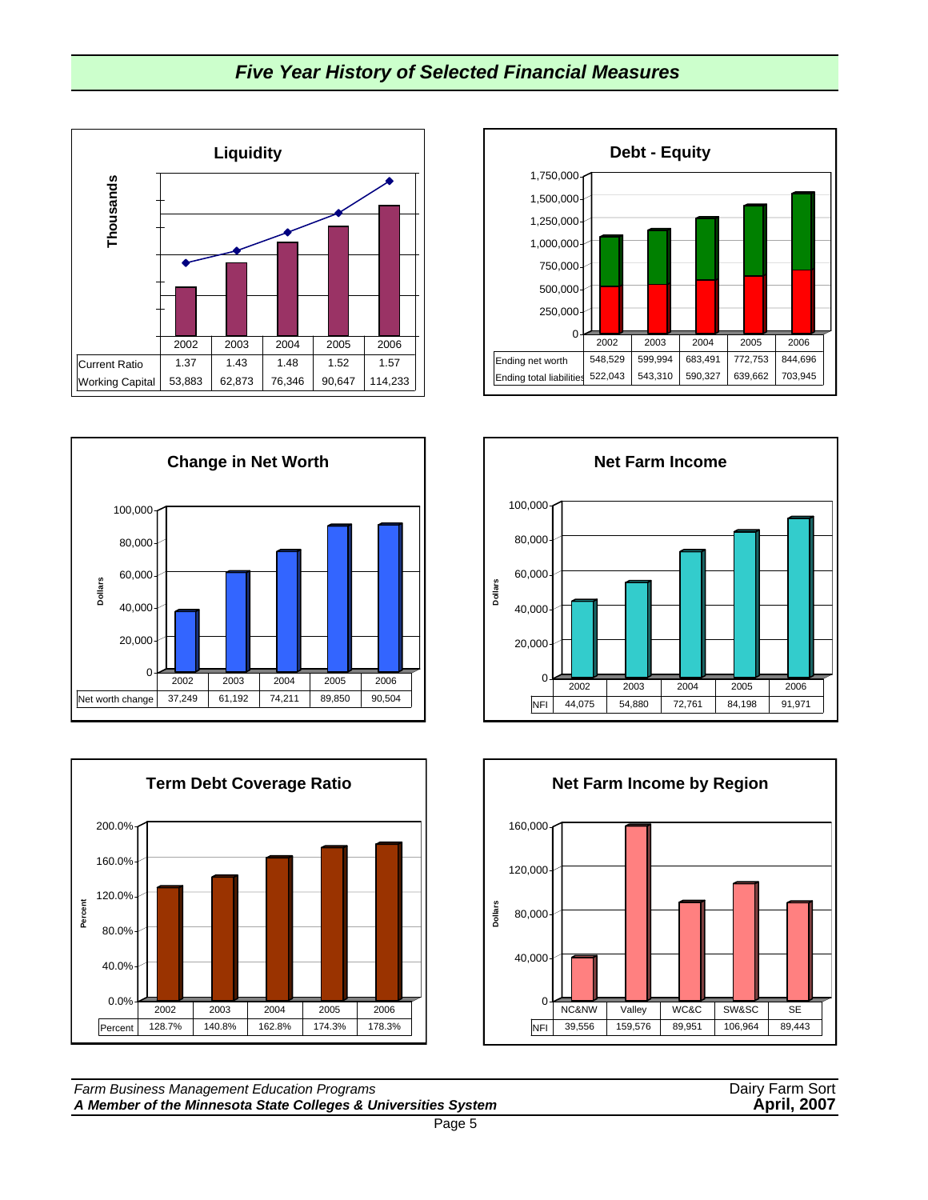# Five Year History of Selected Financial Measures

## Liquidity

Thousands

2002 2003 2004 2005 2006

Current Ratio 1.37 1.43 1.48 1.52 1.57

Working Capital 53,883 62,873 76,346 90,647 114,233

## Debt - Equity

1,750,000
1,500,000
1,250,000
1,000,000
750,000
500,000
250,000
0

2002 2003 2004 2005 2006

Ending net worth 548,529 599,994 683,491 772,753 844,696

Ending total liabilities 522,043 543,310 590,327 639,662 703,945

## Change in Net Worth

Dollars

100,000
80,000
60,000
40,000
20,000
0

2002 2003 2004 2005 2006

Net worth change 37,249 61,192 74,211 89,850 90,504

## Net Farm Income

Dollars

100,000
80,000
60,000
40,000
20,000
0

2002 2003 2004 2005 2006

NFI 44,075 54,880 72,761 84,198 91,971

## Term Debt Coverage Ratio

Percent

200.0%
160.0%
120.0%
80.0%
40.0%
0.0%

2002 2003 2004 2005 2006

Percent 128.7% 140.8% 162.8% 174.3% 178.3%

## Net Farm Income by Region

Dollars

160,000
120,000
80,000
40,000
0

NC&NW Valley WC&C SW&SC SE

NFI 39,556 159,576 89,951 106,964 89,443